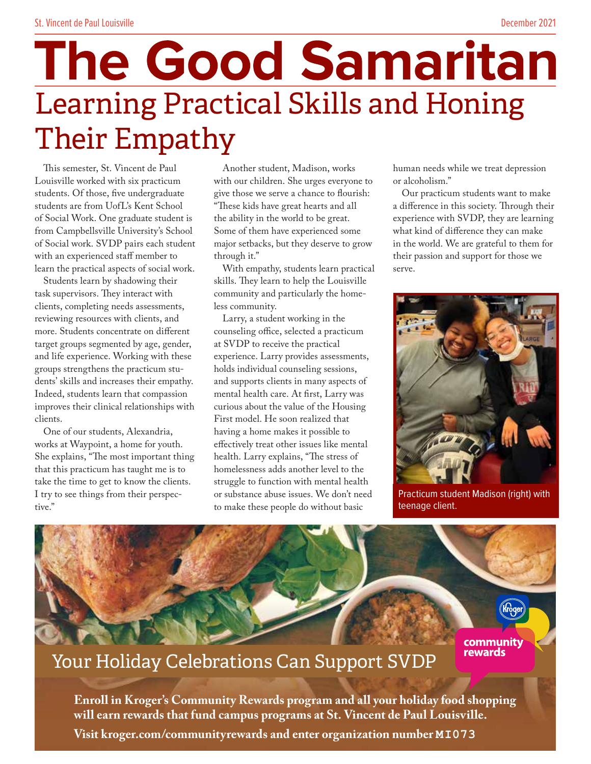# The Good Samaritan

## Learning Practical Skills and Honing Their Empathy

This semester, St. Vincent de Paul Louisville worked with six practicum students. Of those, five undergraduate students are from UofL's Kent School of Social Work. One graduate student is from Campbellsville University's School of Social work. SVDP pairs each student with an experienced staff member to learn the practical aspects of social work.

Students learn by shadowing their task supervisors. They interact with clients, completing needs assessments, reviewing resources with clients, and more. Students concentrate on different target groups segmented by age, gender, and life experience. Working with these groups strengthens the practicum students' skills and increases their empathy. Indeed, students learn that compassion improves their clinical relationships with clients.

One of our students, Alexandria, works at Waypoint, a home for youth. She explains, "The most important thing that this practicum has taught me is to take the time to get to know the clients. I try to see things from their perspective."

Another student, Madison, works with our children. She urges everyone to give those we serve a chance to flourish: "These kids have great hearts and all the ability in the world to be great. Some of them have experienced some major setbacks, but they deserve to grow through it."

With empathy, students learn practical skills. They learn to help the Louisville community and particularly the homeless community.

Larry, a student working in the counseling office, selected a practicum at SVDP to receive the practical experience. Larry provides assessments, holds individual counseling sessions, and supports clients in many aspects of mental health care. At first, Larry was curious about the value of the Housing First model. He soon realized that having a home makes it possible to effectively treat other issues like mental health. Larry explains, "The stress of homelessness adds another level to the struggle to function with mental health or substance abuse issues. We don't need to make these people do without basic human needs while we treat depression or alcoholism."

Our practicum students want to make a difference in this society. Through their experience with SVDP, they are learning what kind of difference they can make in the world. We are grateful to them for their passion and support for those we serve.

Practicum student Madison (right) with teenage client.

## Your Holiday Celebrations Can Support SVDP

community rewards

**Enroll in Kroger's Community Rewards program and all your holiday food shopping will earn rewards that fund campus programs at St. Vincent de Paul Louisville.**

**Visit kroger.com/communityrewards and enter organization number MI073**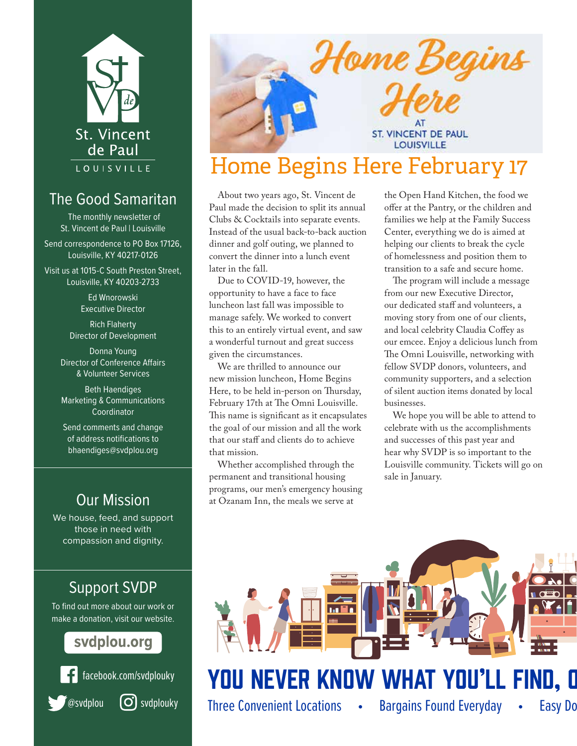St. Vincent de Paul

LOUISVILLE

## The Good Samaritan

The monthly newsletter of St. Vincent de Paul | Louisville

Send correspondence to PO Box 17126, Louisville, KY 40217-0126

Visit us at 1015-C South Preston Street, Louisville, KY 40203-2733

Ed Wnorowski
Executive Director

Rich Flaherty
Director of Development

Donna Young
Director of Conference Affairs & Volunteer Services

Beth Haendiges
Marketing & Communications Coordinator

Send comments and change of address notifications to bhaendiges@svdplou.org

## Our Mission

We house, feed, and support those in need with compassion and dignity.

## Support SVDP

To find out more about our work or make a donation, visit our website.

svdplou.org

facebook.com/svdplouky

@svdplou

svdplouky

Home Begins Here

AT ST. VINCENT DE PAUL LOUISVILLE

# Home Begins Here February 17

About two years ago, St. Vincent de Paul made the decision to split its annual Clubs & Cocktails into separate events. Instead of the usual back-to-back auction dinner and golf outing, we planned to convert the dinner into a lunch event later in the fall.

Due to COVID-19, however, the opportunity to have a face to face luncheon last fall was impossible to manage safely. We worked to convert this to an entirely virtual event, and saw a wonderful turnout and great success given the circumstances.

We are thrilled to announce our new mission luncheon, Home Begins Here, to be held in-person on Thursday, February 17th at The Omni Louisville. This name is significant as it encapsulates the goal of our mission and all the work that our staff and clients do to achieve that mission.

Whether accomplished through the permanent and transitional housing programs, our men's emergency housing at Ozanam Inn, the meals we serve at the Open Hand Kitchen, the food we offer at the Pantry, or the children and families we help at the Family Success Center, everything we do is aimed at helping our clients to break the cycle of homelessness and position them to transition to a safe and secure home.

The program will include a message from our new Executive Director, our dedicated staff and volunteers, a moving story from one of our clients, and local celebrity Claudia Coffey as our emcee. Enjoy a delicious lunch from The Omni Louisville, networking with fellow SVDP donors, volunteers, and community supporters, and a selection of silent auction items donated by local businesses.

We hope you will be able to attend to celebrate with us the accomplishments and successes of this past year and hear why SVDP is so important to the Louisville community. Tickets will go on sale in January.

# YOU NEVER KNOW WHAT YOU'LL FIND, O

Three Convenient Locations • Bargains Found Everyday • Easy Do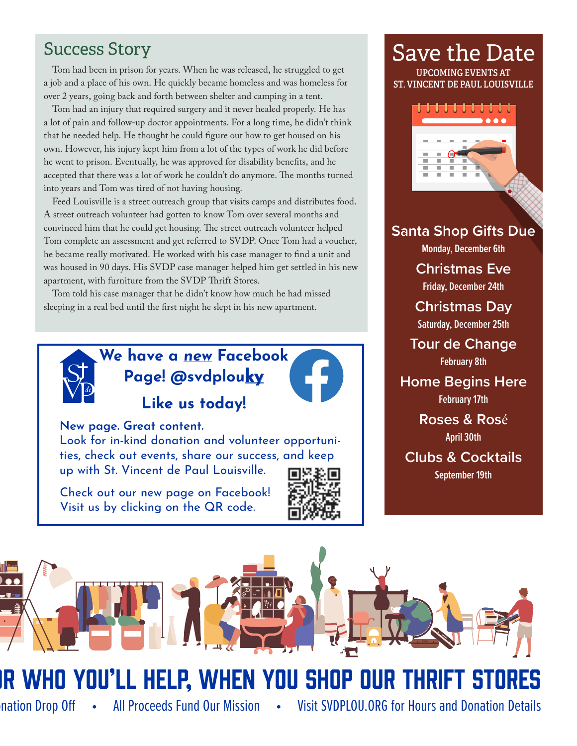## Success Story

Tom had been in prison for years. When he was released, he struggled to get a job and a place of his own. He quickly became homeless and was homeless for over 2 years, going back and forth between shelter and camping in a tent.

Tom had an injury that required surgery and it never healed properly. He has a lot of pain and follow-up doctor appointments. For a long time, he didn't think that he needed help. He thought he could figure out how to get housed on his own. However, his injury kept him from a lot of the types of work he did before he went to prison. Eventually, he was approved for disability benefits, and he accepted that there was a lot of work he couldn't do anymore. The months turned into years and Tom was tired of not having housing.

Feed Louisville is a street outreach group that visits camps and distributes food. A street outreach volunteer had gotten to know Tom over several months and convinced him that he could get housing. The street outreach volunteer helped Tom complete an assessment and get referred to SVDP. Once Tom had a voucher, he became really motivated. He worked with his case manager to find a unit and was housed in 90 days. His SVDP case manager helped him get settled in his new apartment, with furniture from the SVDP Thrift Stores.

Tom told his case manager that he didn't know how much he had missed sleeping in a real bed until the first night he slept in his new apartment.

**We have a *new* Facebook Page! @svdplouky**

**Like us today!**

New page. Great content.
Look for in-kind donation and volunteer opportunities, check out events, share our success, and keep up with St. Vincent de Paul Louisville.

Check out our new page on Facebook!
Visit us by clicking on the QR code.

## Save the Date

UPCOMING EVENTS AT ST. VINCENT DE PAUL LOUISVILLE

**Santa Shop Gifts Due**
Monday, December 6th

**Christmas Eve**
Friday, December 24th

**Christmas Day**
Saturday, December 25th

**Tour de Change**
February 8th

**Home Begins Here**
February 17th

**Roses & Rosé**
April 30th

**Clubs & Cocktails**
September 19th

# R WHO YOU'LL HELP, WHEN YOU SHOP OUR THRIFT STORES

nation Drop Off • All Proceeds Fund Our Mission • Visit SVDPLOU.ORG for Hours and Donation Details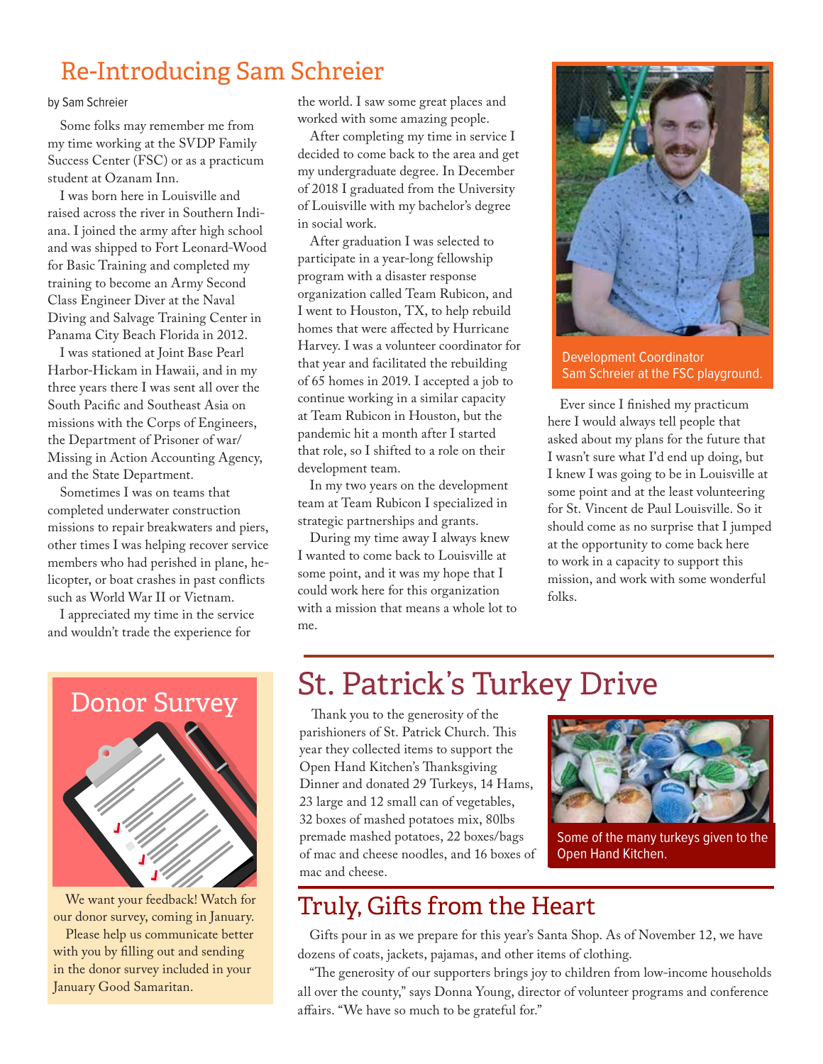## Re-Introducing Sam Schreier

by Sam Schreier

Some folks may remember me from my time working at the SVDP Family Success Center (FSC) or as a practicum student at Ozanam Inn.

I was born here in Louisville and raised across the river in Southern Indiana. I joined the army after high school and was shipped to Fort Leonard-Wood for Basic Training and completed my training to become an Army Second Class Engineer Diver at the Naval Diving and Salvage Training Center in Panama City Beach Florida in 2012.

I was stationed at Joint Base Pearl Harbor-Hickam in Hawaii, and in my three years there I was sent all over the South Pacific and Southeast Asia on missions with the Corps of Engineers, the Department of Prisoner of war/Missing in Action Accounting Agency, and the State Department.

Sometimes I was on teams that completed underwater construction missions to repair breakwaters and piers, other times I was helping recover service members who had perished in plane, helicopter, or boat crashes in past conflicts such as World War II or Vietnam.

I appreciated my time in the service and wouldn't trade the experience for the world. I saw some great places and worked with some amazing people.

After completing my time in service I decided to come back to the area and get my undergraduate degree. In December of 2018 I graduated from the University of Louisville with my bachelor's degree in social work.

After graduation I was selected to participate in a year-long fellowship program with a disaster response organization called Team Rubicon, and I went to Houston, TX, to help rebuild homes that were affected by Hurricane Harvey. I was a volunteer coordinator for that year and facilitated the rebuilding of 65 homes in 2019. I accepted a job to continue working in a similar capacity at Team Rubicon in Houston, but the pandemic hit a month after I started that role, so I shifted to a role on their development team.

In my two years on the development team at Team Rubicon I specialized in strategic partnerships and grants.

During my time away I always knew I wanted to come back to Louisville at some point, and it was my hope that I could work here for this organization with a mission that means a whole lot to me.

Development Coordinator Sam Schreier at the FSC playground.

Ever since I finished my practicum here I would always tell people that asked about my plans for the future that I wasn't sure what I'd end up doing, but I knew I was going to be in Louisville at some point and at the least volunteering for St. Vincent de Paul Louisville. So it should come as no surprise that I jumped at the opportunity to come back here to work in a capacity to support this mission, and work with some wonderful folks.

## Donor Survey

We want your feedback! Watch for our donor survey, coming in January.

Please help us communicate better with you by filling out and sending in the donor survey included in your January Good Samaritan.

## St. Patrick's Turkey Drive

Thank you to the generosity of the parishioners of St. Patrick Church. This year they collected items to support the Open Hand Kitchen's Thanksgiving Dinner and donated 29 Turkeys, 14 Hams, 23 large and 12 small can of vegetables, 32 boxes of mashed potatoes mix, 80lbs premade mashed potatoes, 22 boxes/bags of mac and cheese noodles, and 16 boxes of mac and cheese.

Some of the many turkeys given to the Open Hand Kitchen.

## Truly, Gifts from the Heart

Gifts pour in as we prepare for this year's Santa Shop. As of November 12, we have dozens of coats, jackets, pajamas, and other items of clothing.

"The generosity of our supporters brings joy to children from low-income households all over the county," says Donna Young, director of volunteer programs and conference affairs. "We have so much to be grateful for."